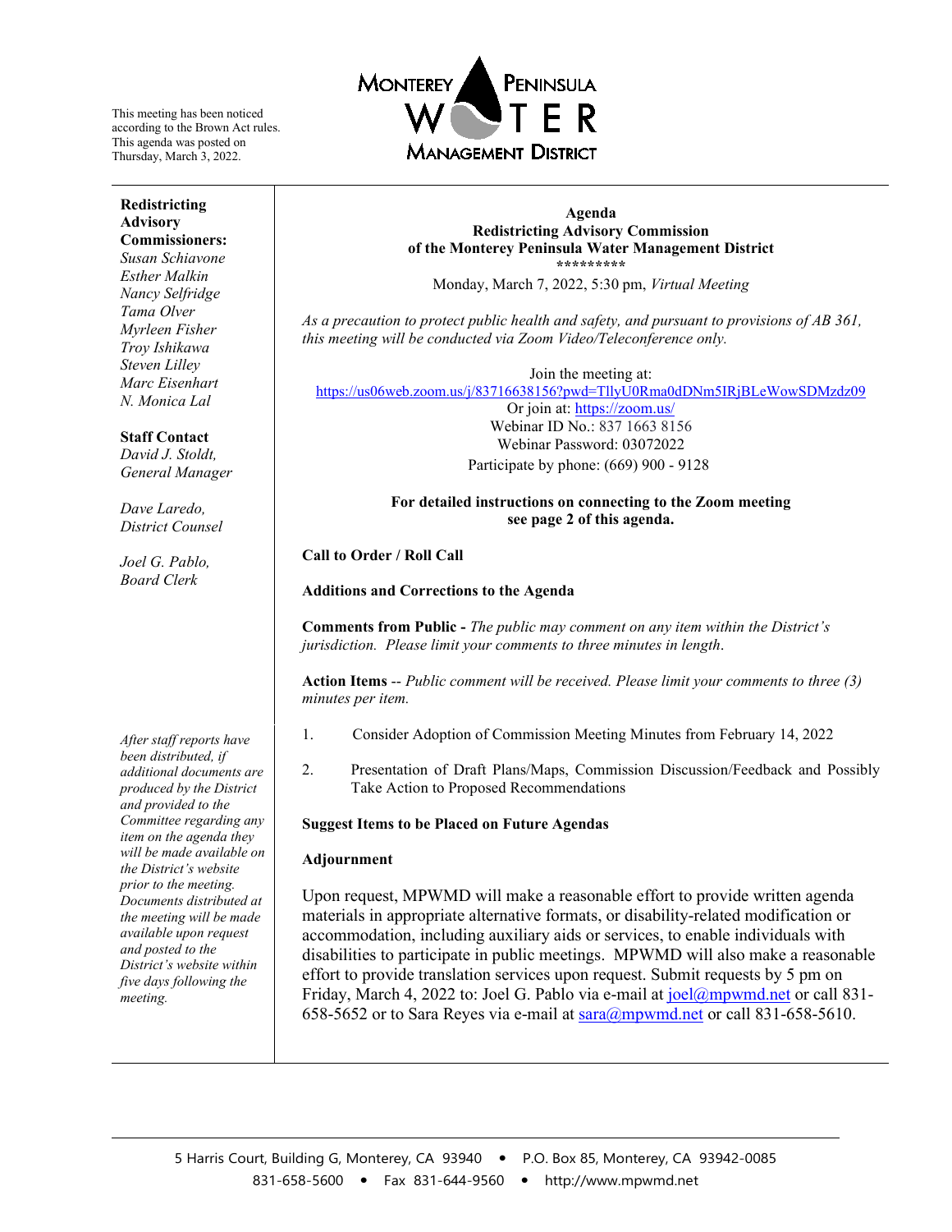This meeting has been noticed according to the Brown Act rules. This agenda was posted on Thursday, March 3, 2022.

MONTEREY PENINSULA WATER MANAGEMENT DISTRICT

**Redistricting Advisory Commissioners:**
*Susan Schiavone*
*Esther Malkin*
*Nancy Selfridge*
*Tama Olver*
*Myrleen Fisher*
*Troy Ishikawa*
*Steven Lilley*
*Marc Eisenhart*
*N. Monica Lal*

**Staff Contact**
*David J. Stoldt, General Manager*

*Dave Laredo, District Counsel*

*Joel G. Pablo, Board Clerk*

*After staff reports have been distributed, if additional documents are produced by the District and provided to the Committee regarding any item on the agenda they will be made available on the District's website prior to the meeting. Documents distributed at the meeting will be made available upon request and posted to the District's website within five days following the meeting.*

**Agenda**
**Redistricting Advisory Commission**
**of the Monterey Peninsula Water Management District**
*********

Monday, March 7, 2022, 5:30 pm, *Virtual Meeting*

*As a precaution to protect public health and safety, and pursuant to provisions of AB 361, this meeting will be conducted via Zoom Video/Teleconference only.*

Join the meeting at:
https://us06web.zoom.us/j/83716638156?pwd=TllyU0Rma0dDNm5IRjBLeWowSDMzdz09
Or join at: https://zoom.us/
Webinar ID No.: 837 1663 8156
Webinar Password: 03072022
Participate by phone: (669) 900 - 9128

**For detailed instructions on connecting to the Zoom meeting see page 2 of this agenda.**

**Call to Order / Roll Call**

**Additions and Corrections to the Agenda**

**Comments from Public -** *The public may comment on any item within the District's jurisdiction. Please limit your comments to three minutes in length.*

**Action Items** -- *Public comment will be received. Please limit your comments to three (3) minutes per item.*

1. Consider Adoption of Commission Meeting Minutes from February 14, 2022
2. Presentation of Draft Plans/Maps, Commission Discussion/Feedback and Possibly Take Action to Proposed Recommendations

**Suggest Items to be Placed on Future Agendas**

**Adjournment**

Upon request, MPWMD will make a reasonable effort to provide written agenda materials in appropriate alternative formats, or disability-related modification or accommodation, including auxiliary aids or services, to enable individuals with disabilities to participate in public meetings. MPWMD will also make a reasonable effort to provide translation services upon request. Submit requests by 5 pm on Friday, March 4, 2022 to: Joel G. Pablo via e-mail at joel@mpwmd.net or call 831-658-5652 or to Sara Reyes via e-mail at sara@mpwmd.net or call 831-658-5610.

5 Harris Court, Building G, Monterey, CA 93940 • P.O. Box 85, Monterey, CA 93942-0085
831-658-5600 • Fax 831-644-9560 • http://www.mpwmd.net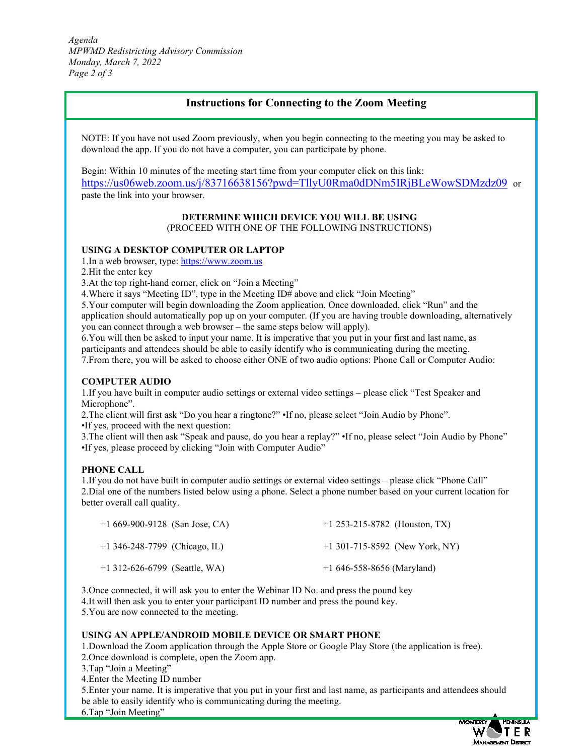## Instructions for Connecting to the Zoom Meeting

NOTE: If you have not used Zoom previously, when you begin connecting to the meeting you may be asked to download the app. If you do not have a computer, you can participate by phone.

Begin: Within 10 minutes of the meeting start time from your computer click on this link: https://us06web.zoom.us/j/83716638156?pwd=TllyU0Rma0dDNm5IRjBLeWowSDMzdz09 or paste the link into your browser.

**DETERMINE WHICH DEVICE YOU WILL BE USING**
(PROCEED WITH ONE OF THE FOLLOWING INSTRUCTIONS)

**USING A DESKTOP COMPUTER OR LAPTOP**

1.In a web browser, type: https://www.zoom.us
2.Hit the enter key
3.At the top right-hand corner, click on "Join a Meeting"
4.Where it says "Meeting ID", type in the Meeting ID# above and click "Join Meeting"
5.Your computer will begin downloading the Zoom application. Once downloaded, click "Run" and the application should automatically pop up on your computer. (If you are having trouble downloading, alternatively you can connect through a web browser – the same steps below will apply).
6.You will then be asked to input your name. It is imperative that you put in your first and last name, as participants and attendees should be able to easily identify who is communicating during the meeting.
7.From there, you will be asked to choose either ONE of two audio options: Phone Call or Computer Audio:

**COMPUTER AUDIO**

1.If you have built in computer audio settings or external video settings – please click "Test Speaker and Microphone".
2.The client will first ask "Do you hear a ringtone?" •If no, please select "Join Audio by Phone".
•If yes, proceed with the next question:
3.The client will then ask "Speak and pause, do you hear a replay?" •If no, please select "Join Audio by Phone"
•If yes, please proceed by clicking "Join with Computer Audio"

**PHONE CALL**

1.If you do not have built in computer audio settings or external video settings – please click "Phone Call"
2.Dial one of the numbers listed below using a phone. Select a phone number based on your current location for better overall call quality.

| | |
|---|---|
| +1 669-900-9128 (San Jose, CA) | +1 253-215-8782 (Houston, TX) |
| +1 346-248-7799 (Chicago, IL) | +1 301-715-8592 (New York, NY) |
| +1 312-626-6799 (Seattle, WA) | +1 646-558-8656 (Maryland) |

3.Once connected, it will ask you to enter the Webinar ID No. and press the pound key
4.It will then ask you to enter your participant ID number and press the pound key.
5.You are now connected to the meeting.

**USING AN APPLE/ANDROID MOBILE DEVICE OR SMART PHONE**

1.Download the Zoom application through the Apple Store or Google Play Store (the application is free).
2.Once download is complete, open the Zoom app.
3.Tap "Join a Meeting"
4.Enter the Meeting ID number
5.Enter your name. It is imperative that you put in your first and last name, as participants and attendees should be able to easily identify who is communicating during the meeting.
6.Tap "Join Meeting"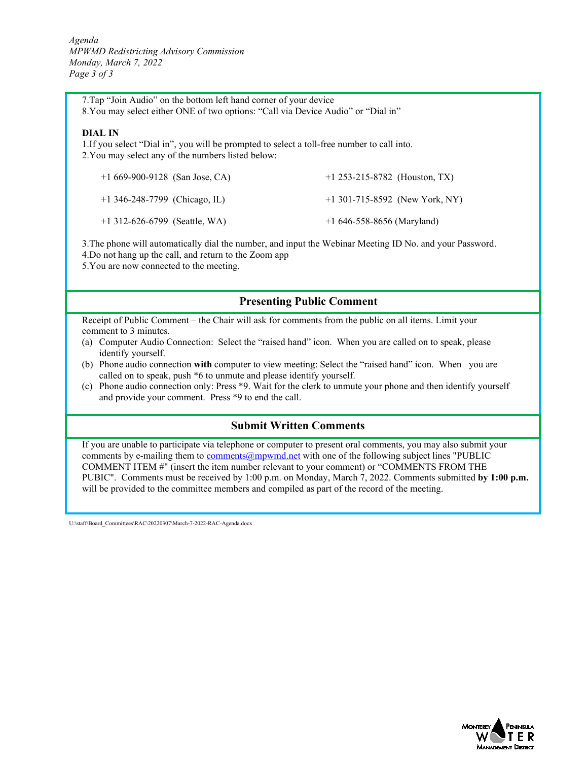7.Tap "Join Audio" on the bottom left hand corner of your device
8.You may select either ONE of two options: "Call via Device Audio" or "Dial in"

**DIAL IN**

1.If you select "Dial in", you will be prompted to select a toll-free number to call into.
2.You may select any of the numbers listed below:

| | |
|---|---|
| +1 669-900-9128 (San Jose, CA) | +1 253-215-8782 (Houston, TX) |
| +1 346-248-7799 (Chicago, IL) | +1 301-715-8592 (New York, NY) |
| +1 312-626-6799 (Seattle, WA) | +1 646-558-8656 (Maryland) |

3.The phone will automatically dial the number, and input the Webinar Meeting ID No. and your Password.
4.Do not hang up the call, and return to the Zoom app
5.You are now connected to the meeting.

## Presenting Public Comment

Receipt of Public Comment – the Chair will ask for comments from the public on all items. Limit your comment to 3 minutes.

(a) Computer Audio Connection: Select the "raised hand" icon. When you are called on to speak, please identify yourself.
(b) Phone audio connection **with** computer to view meeting: Select the "raised hand" icon. When you are called on to speak, push *6 to unmute and please identify yourself.
(c) Phone audio connection only: Press *9. Wait for the clerk to unmute your phone and then identify yourself and provide your comment. Press *9 to end the call.

## Submit Written Comments

If you are unable to participate via telephone or computer to present oral comments, you may also submit your comments by e-mailing them to comments@mpwmd.net with one of the following subject lines "PUBLIC COMMENT ITEM #" (insert the item number relevant to your comment) or "COMMENTS FROM THE PUBIC". Comments must be received by 1:00 p.m. on Monday, March 7, 2022. Comments submitted **by 1:00 p.m.** will be provided to the committee members and compiled as part of the record of the meeting.

U:\staff\Board_Committees\RAC\20220307\March-7-2022-RAC-Agenda.docx

MONTEREY PENINSULA WATER MANAGEMENT DISTRICT